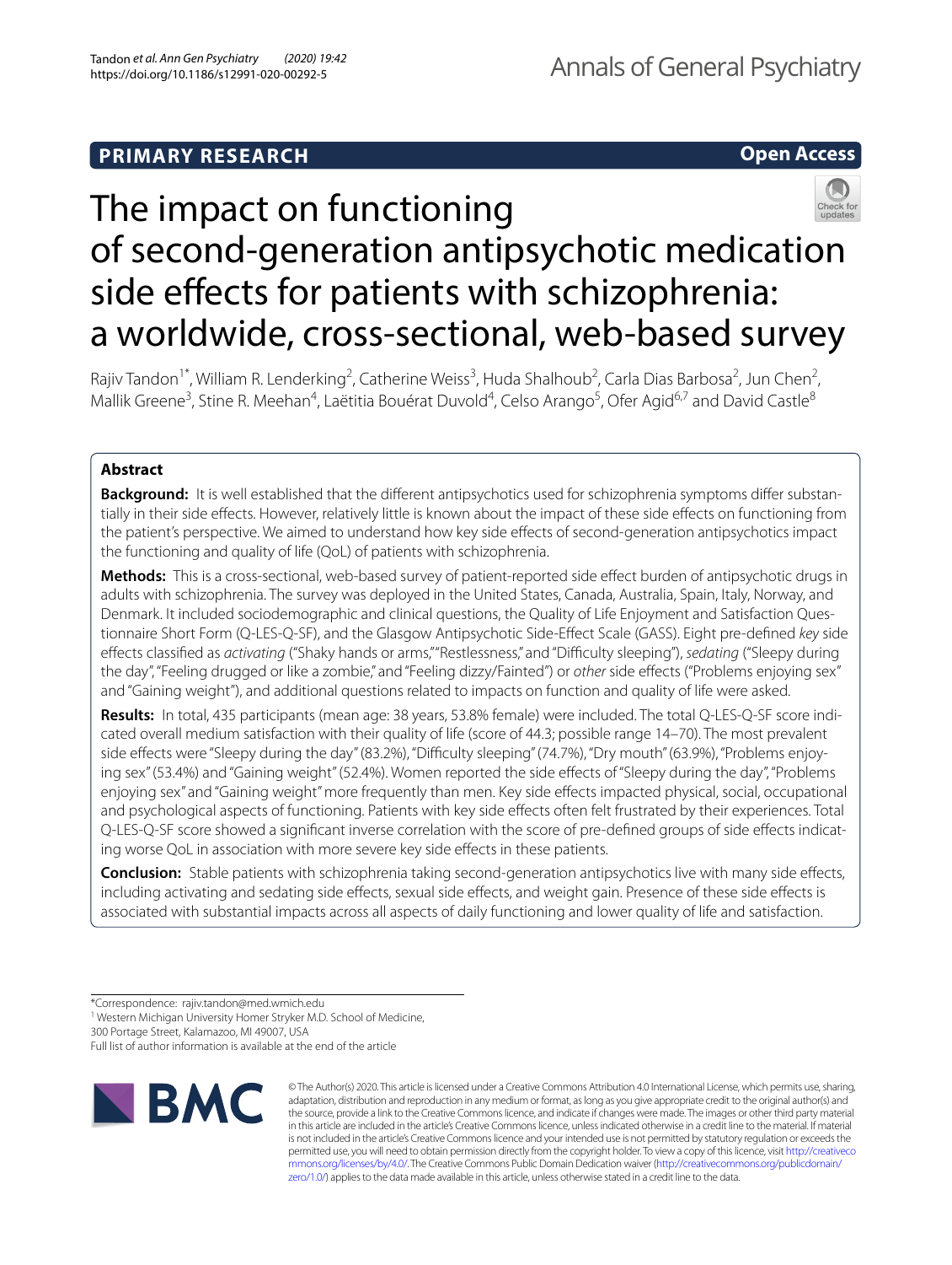**PRIMARY RESEARCH** **Open Access**

# The impact on functioning of second-generation antipsychotic medication side effects for patients with schizophrenia: a worldwide, cross-sectional, web-based survey

Rajiv Tandon[1*], William R. Lenderking[2], Catherine Weiss[3], Huda Shalhoub[2], Carla Dias Barbosa[2], Jun Chen[2], Mallik Greene[3], Stine R. Meehan[4], Laëtitia Bouérat Duvold[4], Celso Arango[5], Ofer Agid[6,7] and David Castle[8]

## Abstract

**Background:** It is well established that the different antipsychotics used for schizophrenia symptoms differ substantially in their side effects. However, relatively little is known about the impact of these side effects on functioning from the patient's perspective. We aimed to understand how key side effects of second-generation antipsychotics impact the functioning and quality of life (QoL) of patients with schizophrenia.

**Methods:** This is a cross-sectional, web-based survey of patient-reported side effect burden of antipsychotic drugs in adults with schizophrenia. The survey was deployed in the United States, Canada, Australia, Spain, Italy, Norway, and Denmark. It included sociodemographic and clinical questions, the Quality of Life Enjoyment and Satisfaction Questionnaire Short Form (Q-LES-Q-SF), and the Glasgow Antipsychotic Side-Effect Scale (GASS). Eight pre-defined *key* side effects classified as *activating* ("Shaky hands or arms," "Restlessness," and "Difficulty sleeping"), *sedating* ("Sleepy during the day", "Feeling drugged or like a zombie," and "Feeling dizzy/Fainted") or *other* side effects ("Problems enjoying sex" and "Gaining weight"), and additional questions related to impacts on function and quality of life were asked.

**Results:** In total, 435 participants (mean age: 38 years, 53.8% female) were included. The total Q-LES-Q-SF score indicated overall medium satisfaction with their quality of life (score of 44.3; possible range 14–70). The most prevalent side effects were "Sleepy during the day" (83.2%), "Difficulty sleeping" (74.7%), "Dry mouth" (63.9%), "Problems enjoying sex" (53.4%) and "Gaining weight" (52.4%). Women reported the side effects of "Sleepy during the day", "Problems enjoying sex" and "Gaining weight" more frequently than men. Key side effects impacted physical, social, occupational and psychological aspects of functioning. Patients with key side effects often felt frustrated by their experiences. Total Q-LES-Q-SF score showed a significant inverse correlation with the score of pre-defined groups of side effects indicating worse QoL in association with more severe key side effects in these patients.

**Conclusion:** Stable patients with schizophrenia taking second-generation antipsychotics live with many side effects, including activating and sedating side effects, sexual side effects, and weight gain. Presence of these side effects is associated with substantial impacts across all aspects of daily functioning and lower quality of life and satisfaction.

*Correspondence: rajiv.tandon@med.wmich.edu
[1] Western Michigan University Homer Stryker M.D. School of Medicine, 300 Portage Street, Kalamazoo, MI 49007, USA
Full list of author information is available at the end of the article

© The Author(s) 2020. This article is licensed under a Creative Commons Attribution 4.0 International License, which permits use, sharing, adaptation, distribution and reproduction in any medium or format, as long as you give appropriate credit to the original author(s) and the source, provide a link to the Creative Commons licence, and indicate if changes were made. The images or other third party material in this article are included in the article's Creative Commons licence, unless indicated otherwise in a credit line to the material. If material is not included in the article's Creative Commons licence and your intended use is not permitted by statutory regulation or exceeds the permitted use, you will need to obtain permission directly from the copyright holder. To view a copy of this licence, visit http://creativecommons.org/licenses/by/4.0/. The Creative Commons Public Domain Dedication waiver (http://creativecommons.org/publicdomain/zero/1.0/) applies to the data made available in this article, unless otherwise stated in a credit line to the data.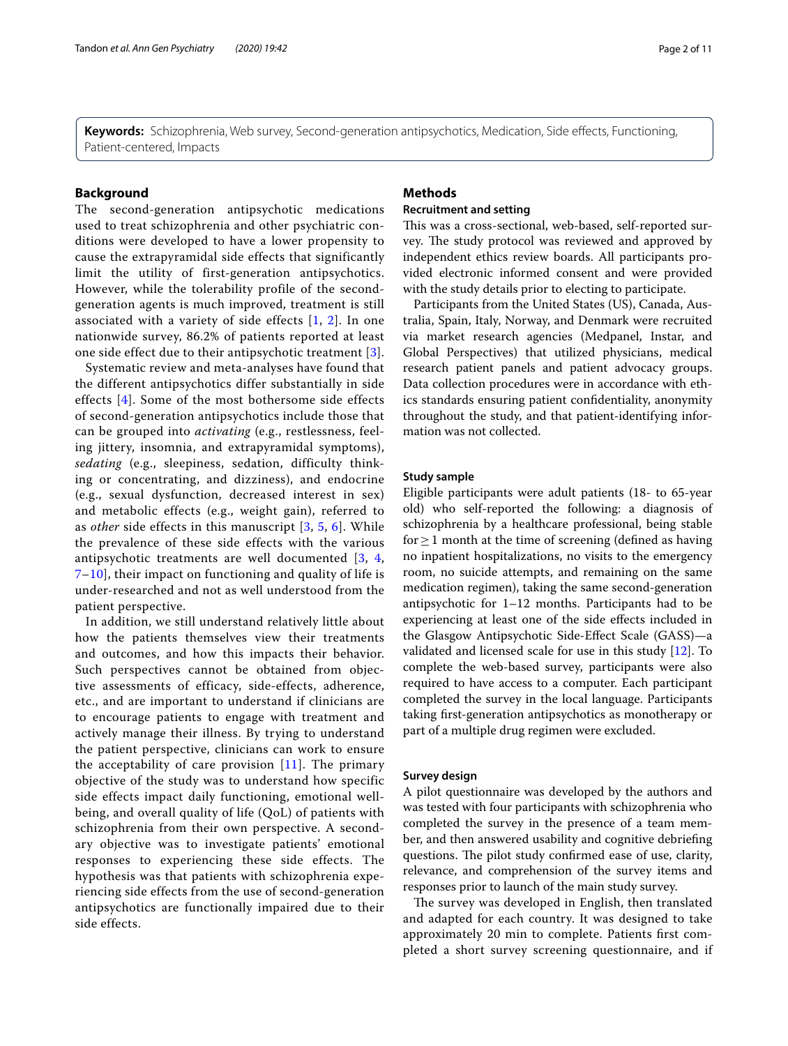**Keywords:** Schizophrenia, Web survey, Second-generation antipsychotics, Medication, Side effects, Functioning, Patient-centered, Impacts

## Background

The second-generation antipsychotic medications used to treat schizophrenia and other psychiatric conditions were developed to have a lower propensity to cause the extrapyramidal side effects that significantly limit the utility of first-generation antipsychotics. However, while the tolerability profile of the second-generation agents is much improved, treatment is still associated with a variety of side effects [1, 2]. In one nationwide survey, 86.2% of patients reported at least one side effect due to their antipsychotic treatment [3].

Systematic review and meta-analyses have found that the different antipsychotics differ substantially in side effects [4]. Some of the most bothersome side effects of second-generation antipsychotics include those that can be grouped into *activating* (e.g., restlessness, feeling jittery, insomnia, and extrapyramidal symptoms), *sedating* (e.g., sleepiness, sedation, difficulty thinking or concentrating, and dizziness), and endocrine (e.g., sexual dysfunction, decreased interest in sex) and metabolic effects (e.g., weight gain), referred to as *other* side effects in this manuscript [3, 5, 6]. While the prevalence of these side effects with the various antipsychotic treatments are well documented [3, 4, 7–10], their impact on functioning and quality of life is under-researched and not as well understood from the patient perspective.

In addition, we still understand relatively little about how the patients themselves view their treatments and outcomes, and how this impacts their behavior. Such perspectives cannot be obtained from objective assessments of efficacy, side-effects, adherence, etc., and are important to understand if clinicians are to encourage patients to engage with treatment and actively manage their illness. By trying to understand the patient perspective, clinicians can work to ensure the acceptability of care provision [11]. The primary objective of the study was to understand how specific side effects impact daily functioning, emotional well-being, and overall quality of life (QoL) of patients with schizophrenia from their own perspective. A secondary objective was to investigate patients' emotional responses to experiencing these side effects. The hypothesis was that patients with schizophrenia experiencing side effects from the use of second-generation antipsychotics are functionally impaired due to their side effects.

## Methods

### Recruitment and setting

This was a cross-sectional, web-based, self-reported survey. The study protocol was reviewed and approved by independent ethics review boards. All participants provided electronic informed consent and were provided with the study details prior to electing to participate.

Participants from the United States (US), Canada, Australia, Spain, Italy, Norway, and Denmark were recruited via market research agencies (Medpanel, Instar, and Global Perspectives) that utilized physicians, medical research patient panels and patient advocacy groups. Data collection procedures were in accordance with ethics standards ensuring patient confidentiality, anonymity throughout the study, and that patient-identifying information was not collected.

### Study sample

Eligible participants were adult patients (18- to 65-year old) who self-reported the following: a diagnosis of schizophrenia by a healthcare professional, being stable for $\geq 1$ month at the time of screening (defined as having no inpatient hospitalizations, no visits to the emergency room, no suicide attempts, and remaining on the same medication regimen), taking the same second-generation antipsychotic for 1–12 months. Participants had to be experiencing at least one of the side effects included in the Glasgow Antipsychotic Side-Effect Scale (GASS)—a validated and licensed scale for use in this study [12]. To complete the web-based survey, participants were also required to have access to a computer. Each participant completed the survey in the local language. Participants taking first-generation antipsychotics as monotherapy or part of a multiple drug regimen were excluded.

### Survey design

A pilot questionnaire was developed by the authors and was tested with four participants with schizophrenia who completed the survey in the presence of a team member, and then answered usability and cognitive debriefing questions. The pilot study confirmed ease of use, clarity, relevance, and comprehension of the survey items and responses prior to launch of the main study survey.

The survey was developed in English, then translated and adapted for each country. It was designed to take approximately 20 min to complete. Patients first completed a short survey screening questionnaire, and if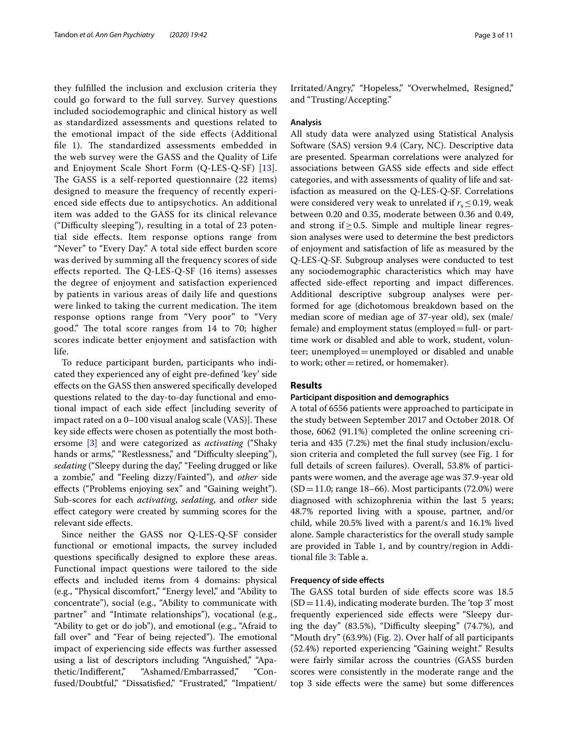they fulfilled the inclusion and exclusion criteria they could go forward to the full survey. Survey questions included sociodemographic and clinical history as well as standardized assessments and questions related to the emotional impact of the side effects (Additional file 1). The standardized assessments embedded in the web survey were the GASS and the Quality of Life and Enjoyment Scale Short Form (Q-LES-Q-SF) [13]. The GASS is a self-reported questionnaire (22 items) designed to measure the frequency of recently experienced side effects due to antipsychotics. An additional item was added to the GASS for its clinical relevance ("Difficulty sleeping"), resulting in a total of 23 potential side effects. Item response options range from "Never" to "Every Day." A total side effect burden score was derived by summing all the frequency scores of side effects reported. The Q-LES-Q-SF (16 items) assesses the degree of enjoyment and satisfaction experienced by patients in various areas of daily life and questions were linked to taking the current medication. The item response options range from "Very poor" to "Very good." The total score ranges from 14 to 70; higher scores indicate better enjoyment and satisfaction with life.

To reduce participant burden, participants who indicated they experienced any of eight pre-defined 'key' side effects on the GASS then answered specifically developed questions related to the day-to-day functional and emotional impact of each side effect [including severity of impact rated on a 0–100 visual analog scale (VAS)]. These key side effects were chosen as potentially the most bothersome [3] and were categorized as *activating* ("Shaky hands or arms," "Restlessness," and "Difficulty sleeping"), *sedating* ("Sleepy during the day," "Feeling drugged or like a zombie," and "Feeling dizzy/Fainted"), and *other* side effects ("Problems enjoying sex" and "Gaining weight"). Sub-scores for each *activating*, *sedating*, and *other* side effect category were created by summing scores for the relevant side effects.

Since neither the GASS nor Q-LES-Q-SF consider functional or emotional impacts, the survey included questions specifically designed to explore these areas. Functional impact questions were tailored to the side effects and included items from 4 domains: physical (e.g., "Physical discomfort," "Energy level," and "Ability to concentrate"), social (e.g., "Ability to communicate with partner" and "Intimate relationships"), vocational (e.g., "Ability to get or do job"), and emotional (e.g., "Afraid to fall over" and "Fear of being rejected"). The emotional impact of experiencing side effects was further assessed using a list of descriptors including "Anguished," "Apathetic/Indifferent," "Ashamed/Embarrassed," "Confused/Doubtful," "Dissatisfied," "Frustrated," "Impatient/Irritated/Angry," "Hopeless," "Overwhelmed, Resigned," and "Trusting/Accepting."

### Analysis

All study data were analyzed using Statistical Analysis Software (SAS) version 9.4 (Cary, NC). Descriptive data are presented. Spearman correlations were analyzed for associations between GASS side effects and side effect categories, and with assessments of quality of life and satisfaction as measured on the Q-LES-Q-SF. Correlations were considered very weak to unrelated if $r_s \leq 0.19$, weak between 0.20 and 0.35, moderate between 0.36 and 0.49, and strong if $\geq 0.5$. Simple and multiple linear regression analyses were used to determine the best predictors of enjoyment and satisfaction of life as measured by the Q-LES-Q-SF. Subgroup analyses were conducted to test any sociodemographic characteristics which may have affected side-effect reporting and impact differences. Additional descriptive subgroup analyses were performed for age (dichotomous breakdown based on the median score of median age of 37-year old), sex (male/female) and employment status (employed = full- or part-time work or disabled and able to work, student, volunteer; unemployed = unemployed or disabled and unable to work; other = retired, or homemaker).

## Results

### Participant disposition and demographics

A total of 6556 patients were approached to participate in the study between September 2017 and October 2018. Of those, 6062 (91.1%) completed the online screening criteria and 435 (7.2%) met the final study inclusion/exclusion criteria and completed the full survey (see Fig. 1 for full details of screen failures). Overall, 53.8% of participants were women, and the average age was 37.9-year old (SD = 11.0; range 18–66). Most participants (72.0%) were diagnosed with schizophrenia within the last 5 years; 48.7% reported living with a spouse, partner, and/or child, while 20.5% lived with a parent/s and 16.1% lived alone. Sample characteristics for the overall study sample are provided in Table 1, and by country/region in Additional file 3: Table a.

### Frequency of side effects

The GASS total burden of side effects score was 18.5 (SD = 11.4), indicating moderate burden. The 'top 3' most frequently experienced side effects were "Sleepy during the day" (83.5%), "Difficulty sleeping" (74.7%), and "Mouth dry" (63.9%) (Fig. 2). Over half of all participants (52.4%) reported experiencing "Gaining weight." Results were fairly similar across the countries (GASS burden scores were consistently in the moderate range and the top 3 side effects were the same) but some differences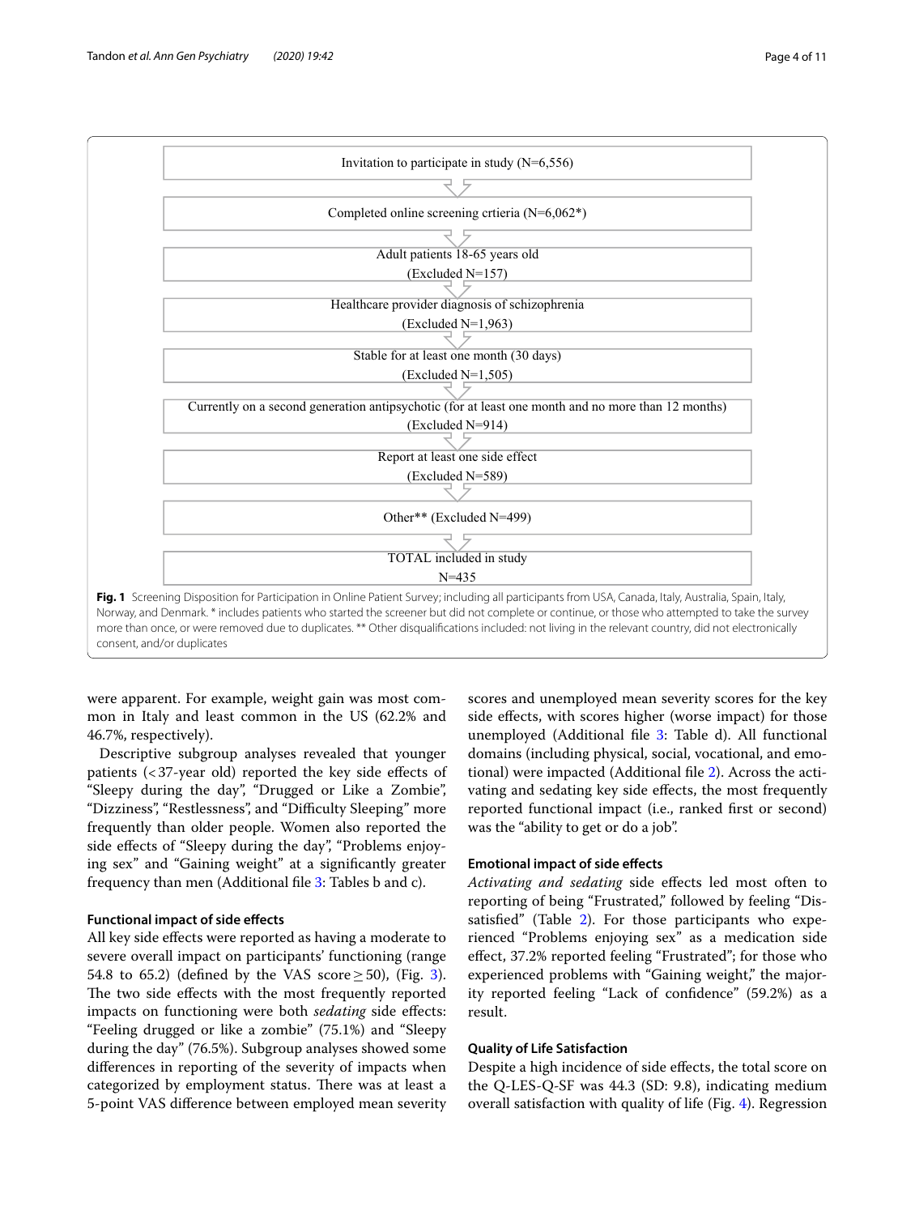Invitation to participate in study (N=6,556)

Completed online screening crtieria (N=6,062*)

Adult patients 18-65 years old
(Excluded N=157)

Healthcare provider diagnosis of schizophrenia
(Excluded N=1,963)

Stable for at least one month (30 days)
(Excluded N=1,505)

Currently on a second generation antipsychotic (for at least one month and no more than 12 months)
(Excluded N=914)

Report at least one side effect
(Excluded N=589)

Other** (Excluded N=499)

TOTAL included in study
N=435

**Fig. 1** Screening Disposition for Participation in Online Patient Survey; including all participants from USA, Canada, Italy, Australia, Spain, Italy, Norway, and Denmark. * includes patients who started the screener but did not complete or continue, or those who attempted to take the survey more than once, or were removed due to duplicates. ** Other disqualifications included: not living in the relevant country, did not electronically consent, and/or duplicates

were apparent. For example, weight gain was most common in Italy and least common in the US (62.2% and 46.7%, respectively).

Descriptive subgroup analyses revealed that younger patients (< 37-year old) reported the key side effects of "Sleepy during the day", "Drugged or Like a Zombie", "Dizziness", "Restlessness", and "Difficulty Sleeping" more frequently than older people. Women also reported the side effects of "Sleepy during the day", "Problems enjoying sex" and "Gaining weight" at a significantly greater frequency than men (Additional file 3: Tables b and c).

### Functional impact of side effects

All key side effects were reported as having a moderate to severe overall impact on participants' functioning (range 54.8 to 65.2) (defined by the VAS score ≥ 50), (Fig. 3). The two side effects with the most frequently reported impacts on functioning were both *sedating* side effects: "Feeling drugged or like a zombie" (75.1%) and "Sleepy during the day" (76.5%). Subgroup analyses showed some differences in reporting of the severity of impacts when categorized by employment status. There was at least a 5-point VAS difference between employed mean severity scores and unemployed mean severity scores for the key side effects, with scores higher (worse impact) for those unemployed (Additional file 3: Table d). All functional domains (including physical, social, vocational, and emotional) were impacted (Additional file 2). Across the activating and sedating key side effects, the most frequently reported functional impact (i.e., ranked first or second) was the "ability to get or do a job".

### Emotional impact of side effects

*Activating and sedating* side effects led most often to reporting of being "Frustrated," followed by feeling "Dissatisfied" (Table 2). For those participants who experienced "Problems enjoying sex" as a medication side effect, 37.2% reported feeling "Frustrated"; for those who experienced problems with "Gaining weight," the majority reported feeling "Lack of confidence" (59.2%) as a result.

### Quality of Life Satisfaction

Despite a high incidence of side effects, the total score on the Q-LES-Q-SF was 44.3 (SD: 9.8), indicating medium overall satisfaction with quality of life (Fig. 4). Regression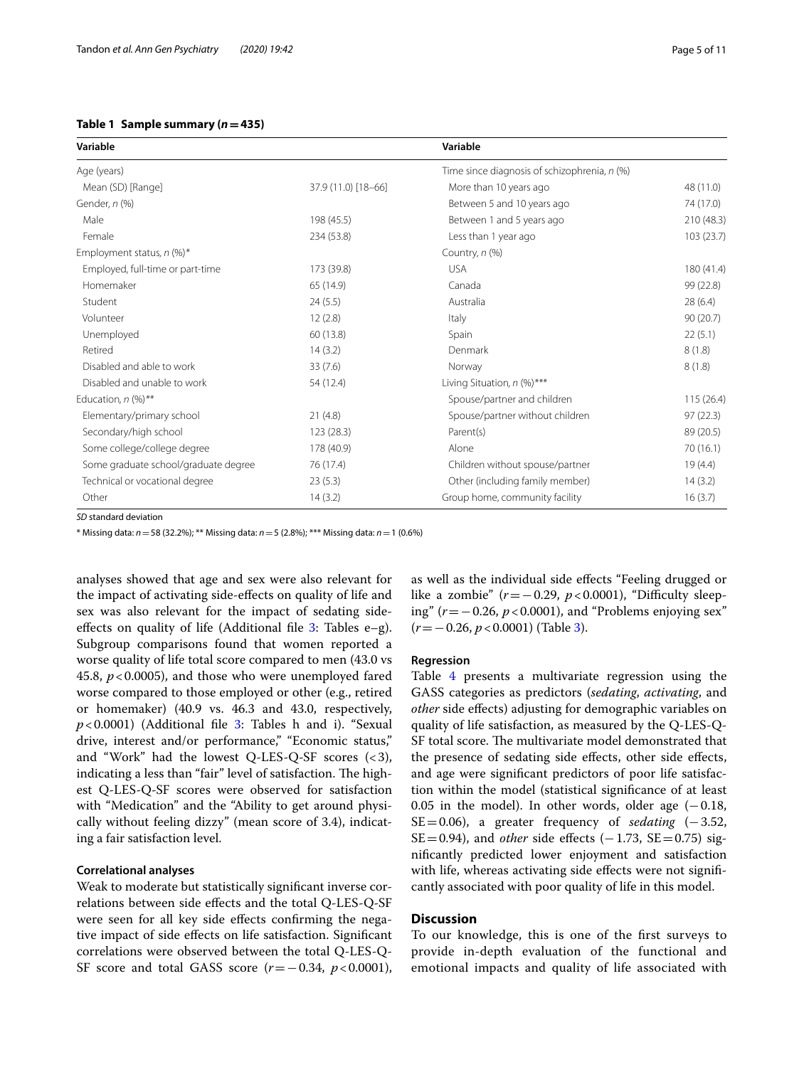**Table 1 Sample summary ($n = 435$)**

| Variable | | Variable | |
|---|---|---|---|
| Age (years) | | Time since diagnosis of schizophrenia, *n* (%) | |
| Mean (SD) [Range] | 37.9 (11.0) [18–66] | More than 10 years ago | 48 (11.0) |
| Gender, *n* (%) | | Between 5 and 10 years ago | 74 (17.0) |
| Male | 198 (45.5) | Between 1 and 5 years ago | 210 (48.3) |
| Female | 234 (53.8) | Less than 1 year ago | 103 (23.7) |
| Employment status, *n* (%)* | | Country, *n* (%) | |
| Employed, full-time or part-time | 173 (39.8) | USA | 180 (41.4) |
| Homemaker | 65 (14.9) | Canada | 99 (22.8) |
| Student | 24 (5.5) | Australia | 28 (6.4) |
| Volunteer | 12 (2.8) | Italy | 90 (20.7) |
| Unemployed | 60 (13.8) | Spain | 22 (5.1) |
| Retired | 14 (3.2) | Denmark | 8 (1.8) |
| Disabled and able to work | 33 (7.6) | Norway | 8 (1.8) |
| Disabled and unable to work | 54 (12.4) | Living Situation, *n* (%)*** | |
| Education, *n* (%)** | | Spouse/partner and children | 115 (26.4) |
| Elementary/primary school | 21 (4.8) | Spouse/partner without children | 97 (22.3) |
| Secondary/high school | 123 (28.3) | Parent(s) | 89 (20.5) |
| Some college/college degree | 178 (40.9) | Alone | 70 (16.1) |
| Some graduate school/graduate degree | 76 (17.4) | Children without spouse/partner | 19 (4.4) |
| Technical or vocational degree | 23 (5.3) | Other (including family member) | 14 (3.2) |
| Other | 14 (3.2) | Group home, community facility | 16 (3.7) |

*SD* standard deviation

* Missing data: $n = 58$ (32.2%); ** Missing data: $n = 5$ (2.8%); *** Missing data: $n = 1$ (0.6%)

analyses showed that age and sex were also relevant for the impact of activating side-effects on quality of life and sex was also relevant for the impact of sedating side-effects on quality of life (Additional file 3: Tables e–g). Subgroup comparisons found that women reported a worse quality of life total score compared to men (43.0 vs 45.8, $p < 0.0005$), and those who were unemployed fared worse compared to those employed or other (e.g., retired or homemaker) (40.9 vs. 46.3 and 43.0, respectively, $p < 0.0001$) (Additional file 3: Tables h and i). "Sexual drive, interest and/or performance," "Economic status," and "Work" had the lowest Q-LES-Q-SF scores (<3), indicating a less than "fair" level of satisfaction. The highest Q-LES-Q-SF scores were observed for satisfaction with "Medication" and the "Ability to get around physically without feeling dizzy" (mean score of 3.4), indicating a fair satisfaction level.

### Correlational analyses

Weak to moderate but statistically significant inverse correlations between side effects and the total Q-LES-Q-SF were seen for all key side effects confirming the negative impact of side effects on life satisfaction. Significant correlations were observed between the total Q-LES-Q-SF score and total GASS score ($r = -0.34$, $p < 0.0001$), as well as the individual side effects "Feeling drugged or like a zombie" ($r = -0.29$, $p < 0.0001$), "Difficulty sleeping" ($r = -0.26$, $p < 0.0001$), and "Problems enjoying sex" ($r = -0.26$, $p < 0.0001$) (Table 3).

### Regression

Table 4 presents a multivariate regression using the GASS categories as predictors (*sedating*, *activating*, and *other* side effects) adjusting for demographic variables on quality of life satisfaction, as measured by the Q-LES-Q-SF total score. The multivariate model demonstrated that the presence of sedating side effects, other side effects, and age were significant predictors of poor life satisfaction within the model (statistical significance of at least 0.05 in the model). In other words, older age ($-0.18$, $SE = 0.06$), a greater frequency of *sedating* ($-3.52$, $SE = 0.94$), and *other* side effects ($-1.73$, $SE = 0.75$) significantly predicted lower enjoyment and satisfaction with life, whereas activating side effects were not significantly associated with poor quality of life in this model.

## Discussion

To our knowledge, this is one of the first surveys to provide in-depth evaluation of the functional and emotional impacts and quality of life associated with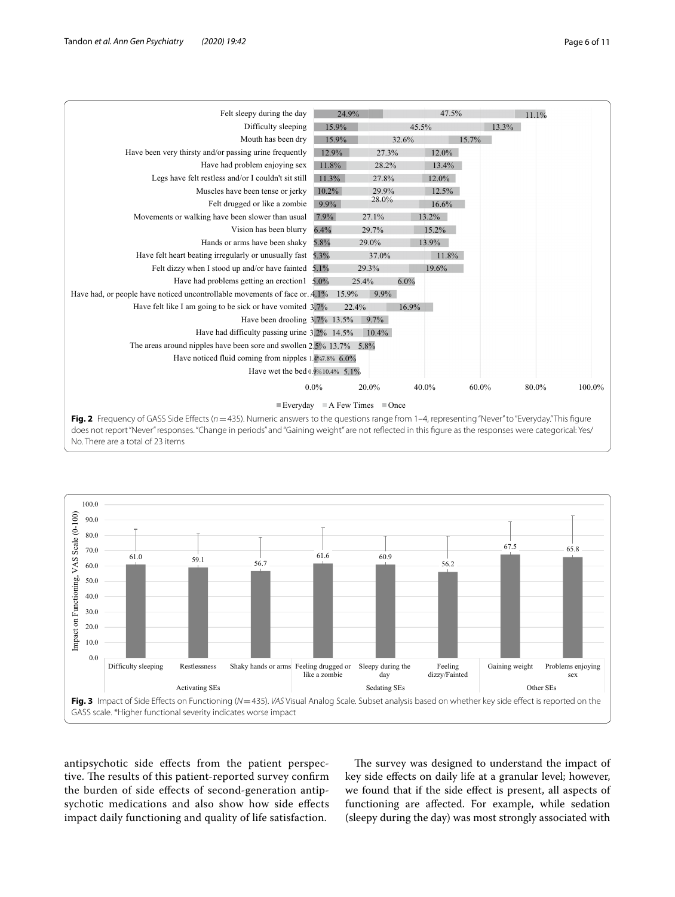**Fig. 2** Frequency of GASS Side Effects ($n = 435$). Numeric answers to the questions range from 1–4, representing "Never" to "Everyday." This figure does not report "Never" responses. "Change in periods" and "Gaining weight" are not reflected in this figure as the responses were categorical: Yes/No. There are a total of 23 items

**Fig. 3** Impact of Side Effects on Functioning ($N = 435$). *VAS* Visual Analog Scale. Subset analysis based on whether key side effect is reported on the GASS scale. *Higher functional severity indicates worse impact

antipsychotic side effects from the patient perspective. The results of this patient-reported survey confirm the burden of side effects of second-generation antipsychotic medications and also show how side effects impact daily functioning and quality of life satisfaction.

The survey was designed to understand the impact of key side effects on daily life at a granular level; however, we found that if the side effect is present, all aspects of functioning are affected. For example, while sedation (sleepy during the day) was most strongly associated with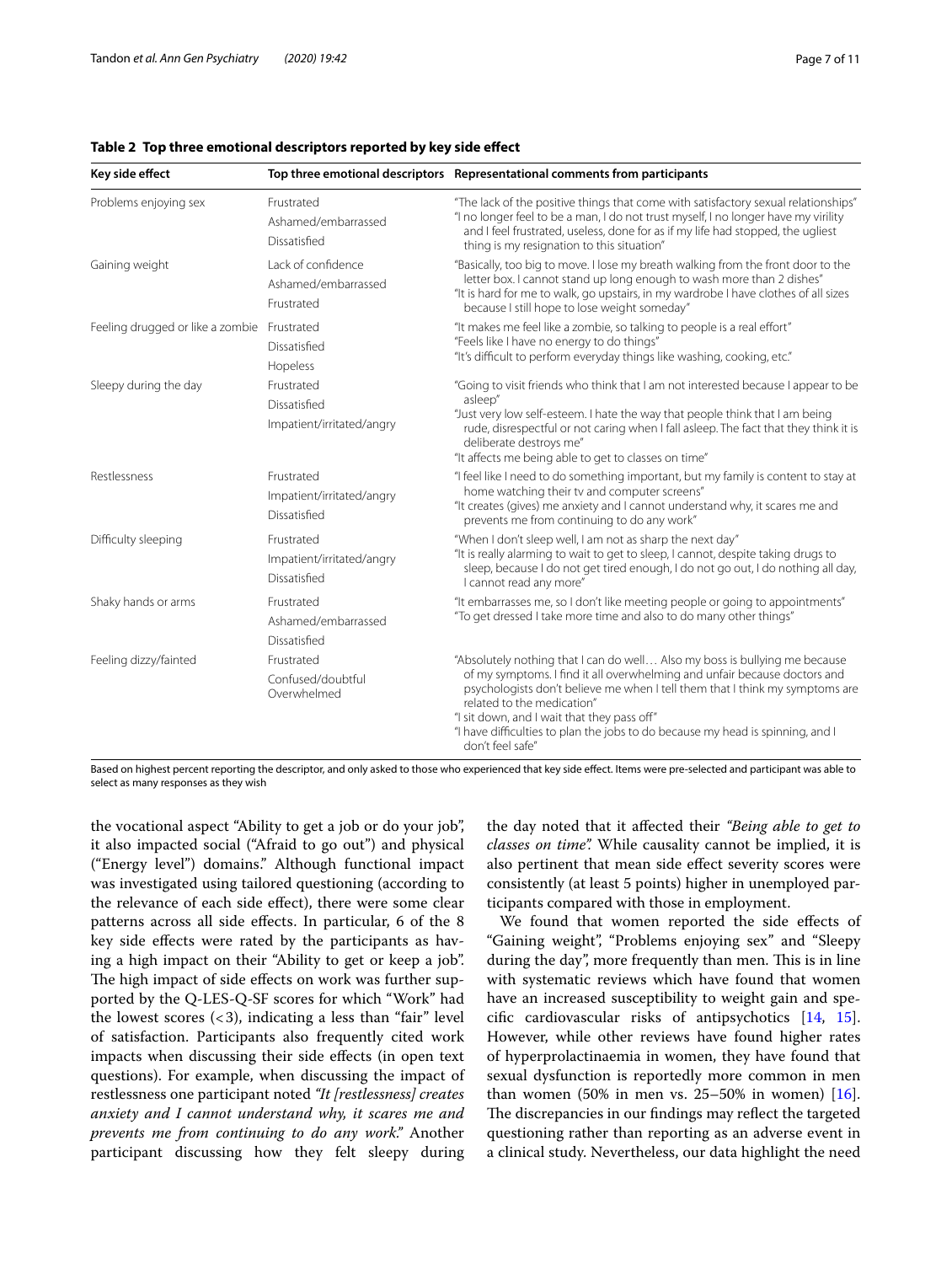**Table 2 Top three emotional descriptors reported by key side effect**

| Key side effect | Top three emotional descriptors | Representational comments from participants |
|---|---|---|
| Problems enjoying sex | Frustrated<br>Ashamed/embarrassed<br>Dissatisfied | "The lack of the positive things that come with satisfactory sexual relationships"<br>"I no longer feel to be a man, I do not trust myself, I no longer have my virility and I feel frustrated, useless, done for as if my life had stopped, the ugliest thing is my resignation to this situation" |
| Gaining weight | Lack of confidence<br>Ashamed/embarrassed<br>Frustrated | "Basically, too big to move. I lose my breath walking from the front door to the letter box. I cannot stand up long enough to wash more than 2 dishes"<br>"It is hard for me to walk, go upstairs, in my wardrobe I have clothes of all sizes because I still hope to lose weight someday" |
| Feeling drugged or like a zombie | Frustrated<br>Dissatisfied<br>Hopeless | "It makes me feel like a zombie, so talking to people is a real effort"<br>"Feels like I have no energy to do things"<br>"It's difficult to perform everyday things like washing, cooking, etc." |
| Sleepy during the day | Frustrated<br>Dissatisfied<br>Impatient/irritated/angry | "Going to visit friends who think that I am not interested because I appear to be asleep"<br>"Just very low self-esteem. I hate the way that people think that I am being rude, disrespectful or not caring when I fall asleep. The fact that they think it is deliberate destroys me"<br>"It affects me being able to get to classes on time" |
| Restlessness | Frustrated<br>Impatient/irritated/angry<br>Dissatisfied | "I feel like I need to do something important, but my family is content to stay at home watching their tv and computer screens"<br>"It creates (gives) me anxiety and I cannot understand why, it scares me and prevents me from continuing to do any work" |
| Difficulty sleeping | Frustrated<br>Impatient/irritated/angry<br>Dissatisfied | "When I don't sleep well, I am not as sharp the next day"<br>"It is really alarming to wait to get to sleep, I cannot, despite taking drugs to sleep, because I do not get tired enough, I do not go out, I do nothing all day, I cannot read any more" |
| Shaky hands or arms | Frustrated<br>Ashamed/embarrassed<br>Dissatisfied | "It embarrasses me, so I don't like meeting people or going to appointments"<br>"To get dressed I take more time and also to do many other things" |
| Feeling dizzy/fainted | Frustrated<br>Confused/doubtful<br>Overwhelmed | "Absolutely nothing that I can do well… Also my boss is bullying me because of my symptoms. I find it all overwhelming and unfair because doctors and psychologists don't believe me when I tell them that I think my symptoms are related to the medication"<br>"I sit down, and I wait that they pass off"<br>"I have difficulties to plan the jobs to do because my head is spinning, and I don't feel safe" |

Based on highest percent reporting the descriptor, and only asked to those who experienced that key side effect. Items were pre-selected and participant was able to select as many responses as they wish

the vocational aspect "Ability to get a job or do your job", it also impacted social ("Afraid to go out") and physical ("Energy level") domains." Although functional impact was investigated using tailored questioning (according to the relevance of each side effect), there were some clear patterns across all side effects. In particular, 6 of the 8 key side effects were rated by the participants as having a high impact on their "Ability to get or keep a job". The high impact of side effects on work was further supported by the Q-LES-Q-SF scores for which "Work" had the lowest scores ($<3$), indicating a less than "fair" level of satisfaction. Participants also frequently cited work impacts when discussing their side effects (in open text questions). For example, when discussing the impact of restlessness one participant noted *"It [restlessness] creates anxiety and I cannot understand why, it scares me and prevents me from continuing to do any work."* Another participant discussing how they felt sleepy during the day noted that it affected their *"Being able to get to classes on time".* While causality cannot be implied, it is also pertinent that mean side effect severity scores were consistently (at least 5 points) higher in unemployed participants compared with those in employment.

We found that women reported the side effects of "Gaining weight", "Problems enjoying sex" and "Sleepy during the day", more frequently than men. This is in line with systematic reviews which have found that women have an increased susceptibility to weight gain and specific cardiovascular risks of antipsychotics [14, 15]. However, while other reviews have found higher rates of hyperprolactinaemia in women, they have found that sexual dysfunction is reportedly more common in men than women (50% in men vs. 25–50% in women) [16]. The discrepancies in our findings may reflect the targeted questioning rather than reporting as an adverse event in a clinical study. Nevertheless, our data highlight the need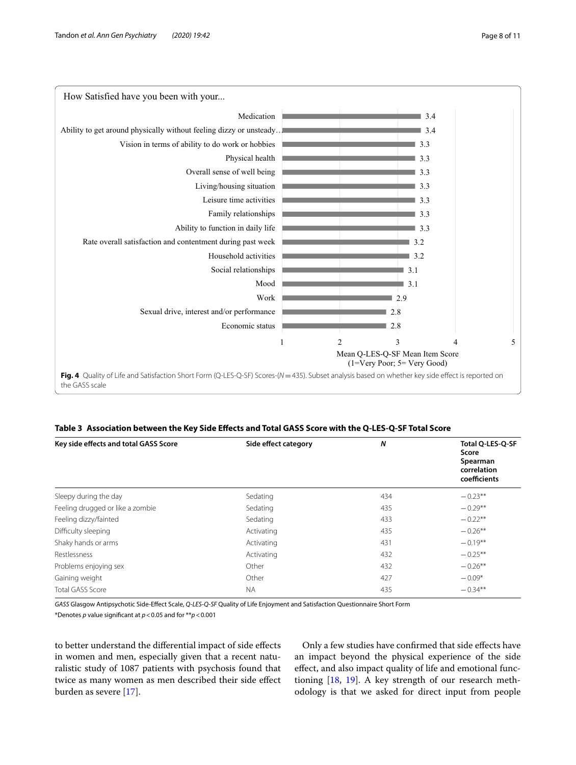How Satisfied have you been with your...

| Item | Mean Q-LES-Q-SF Mean Item Score |
|---|---|
| Medication | 3.4 |
| Ability to get around physically without feeling dizzy or unsteady… | 3.4 |
| Vision in terms of ability to do work or hobbies | 3.3 |
| Physical health | 3.3 |
| Overall sense of well being | 3.3 |
| Living/housing situation | 3.3 |
| Leisure time activities | 3.3 |
| Family relationships | 3.3 |
| Ability to function in daily life | 3.3 |
| Rate overall satisfaction and contentment during past week | 3.2 |
| Household activities | 3.2 |
| Social relationships | 3.1 |
| Mood | 3.1 |
| Work | 2.9 |
| Sexual drive, interest and/or performance | 2.8 |
| Economic status | 2.8 |

Mean Q-LES-Q-SF Mean Item Score (1=Very Poor; 5= Very Good)

**Fig. 4** Quality of Life and Satisfaction Short Form (Q-LES-Q-SF) Scores-($N$ = 435). Subset analysis based on whether key side effect is reported on the GASS scale

**Table 3 Association between the Key Side Effects and Total GASS Score with the Q-LES-Q-SF Total Score**

| Key side effects and total GASS Score | Side effect category | *N* | Total Q-LES-Q-SF Score Spearman correlation coefficients |
|---|---|---|---|
| Sleepy during the day | Sedating | 434 | −0.23** |
| Feeling drugged or like a zombie | Sedating | 435 | −0.29** |
| Feeling dizzy/fainted | Sedating | 433 | −0.22** |
| Difficulty sleeping | Activating | 435 | −0.26** |
| Shaky hands or arms | Activating | 431 | −0.19** |
| Restlessness | Activating | 432 | −0.25** |
| Problems enjoying sex | Other | 432 | −0.26** |
| Gaining weight | Other | 427 | −0.09* |
| Total GASS Score | NA | 435 | −0.34** |

*GASS* Glasgow Antipsychotic Side-Effect Scale, *Q-LES-Q-SF* Quality of Life Enjoyment and Satisfaction Questionnaire Short Form

*Denotes $p$ value significant at $p < 0.05$ and for ** $p < 0.001$

to better understand the differential impact of side effects in women and men, especially given that a recent naturalistic study of 1087 patients with psychosis found that twice as many women as men described their side effect burden as severe [17].

Only a few studies have confirmed that side effects have an impact beyond the physical experience of the side effect, and also impact quality of life and emotional functioning [18, 19]. A key strength of our research methodology is that we asked for direct input from people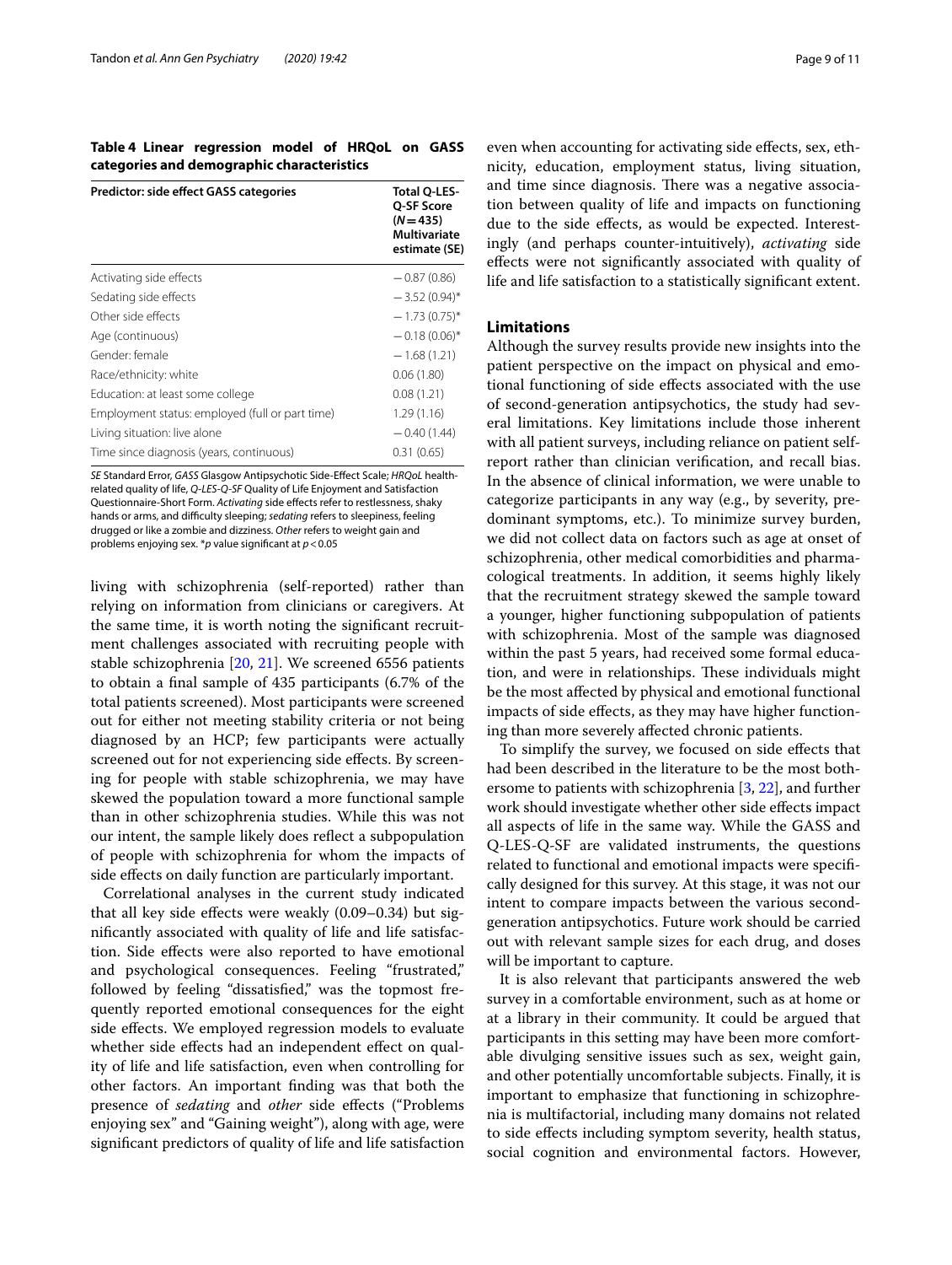**Table 4 Linear regression model of HRQoL on GASS categories and demographic characteristics**

| Predictor: side effect GASS categories | Total Q-LES-Q-SF Score (N = 435) Multivariate estimate (SE) |
|---|---|
| Activating side effects | − 0.87 (0.86) |
| Sedating side effects | − 3.52 (0.94)* |
| Other side effects | − 1.73 (0.75)* |
| Age (continuous) | − 0.18 (0.06)* |
| Gender: female | − 1.68 (1.21) |
| Race/ethnicity: white | 0.06 (1.80) |
| Education: at least some college | 0.08 (1.21) |
| Employment status: employed (full or part time) | 1.29 (1.16) |
| Living situation: live alone | − 0.40 (1.44) |
| Time since diagnosis (years, continuous) | 0.31 (0.65) |

*SE* Standard Error, *GASS* Glasgow Antipsychotic Side-Effect Scale; *HRQoL* health-related quality of life, *Q-LES-Q-SF* Quality of Life Enjoyment and Satisfaction Questionnaire-Short Form. *Activating* side effects refer to restlessness, shaky hands or arms, and difficulty sleeping; *sedating* refers to sleepiness, feeling drugged or like a zombie and dizziness. *Other* refers to weight gain and problems enjoying sex. *p value significant at $p < 0.05$

living with schizophrenia (self-reported) rather than relying on information from clinicians or caregivers. At the same time, it is worth noting the significant recruitment challenges associated with recruiting people with stable schizophrenia [20, 21]. We screened 6556 patients to obtain a final sample of 435 participants (6.7% of the total patients screened). Most participants were screened out for either not meeting stability criteria or not being diagnosed by an HCP; few participants were actually screened out for not experiencing side effects. By screening for people with stable schizophrenia, we may have skewed the population toward a more functional sample than in other schizophrenia studies. While this was not our intent, the sample likely does reflect a subpopulation of people with schizophrenia for whom the impacts of side effects on daily function are particularly important.

Correlational analyses in the current study indicated that all key side effects were weakly (0.09–0.34) but significantly associated with quality of life and life satisfaction. Side effects were also reported to have emotional and psychological consequences. Feeling "frustrated," followed by feeling "dissatisfied," was the topmost frequently reported emotional consequences for the eight side effects. We employed regression models to evaluate whether side effects had an independent effect on quality of life and life satisfaction, even when controlling for other factors. An important finding was that both the presence of *sedating* and *other* side effects ("Problems enjoying sex" and "Gaining weight"), along with age, were significant predictors of quality of life and life satisfaction even when accounting for activating side effects, sex, ethnicity, education, employment status, living situation, and time since diagnosis. There was a negative association between quality of life and impacts on functioning due to the side effects, as would be expected. Interestingly (and perhaps counter-intuitively), *activating* side effects were not significantly associated with quality of life and life satisfaction to a statistically significant extent.

## Limitations

Although the survey results provide new insights into the patient perspective on the impact on physical and emotional functioning of side effects associated with the use of second-generation antipsychotics, the study had several limitations. Key limitations include those inherent with all patient surveys, including reliance on patient self-report rather than clinician verification, and recall bias. In the absence of clinical information, we were unable to categorize participants in any way (e.g., by severity, predominant symptoms, etc.). To minimize survey burden, we did not collect data on factors such as age at onset of schizophrenia, other medical comorbidities and pharmacological treatments. In addition, it seems highly likely that the recruitment strategy skewed the sample toward a younger, higher functioning subpopulation of patients with schizophrenia. Most of the sample was diagnosed within the past 5 years, had received some formal education, and were in relationships. These individuals might be the most affected by physical and emotional functional impacts of side effects, as they may have higher functioning than more severely affected chronic patients.

To simplify the survey, we focused on side effects that had been described in the literature to be the most bothersome to patients with schizophrenia [3, 22], and further work should investigate whether other side effects impact all aspects of life in the same way. While the GASS and Q-LES-Q-SF are validated instruments, the questions related to functional and emotional impacts were specifically designed for this survey. At this stage, it was not our intent to compare impacts between the various second-generation antipsychotics. Future work should be carried out with relevant sample sizes for each drug, and doses will be important to capture.

It is also relevant that participants answered the web survey in a comfortable environment, such as at home or at a library in their community. It could be argued that participants in this setting may have been more comfortable divulging sensitive issues such as sex, weight gain, and other potentially uncomfortable subjects. Finally, it is important to emphasize that functioning in schizophrenia is multifactorial, including many domains not related to side effects including symptom severity, health status, social cognition and environmental factors. However,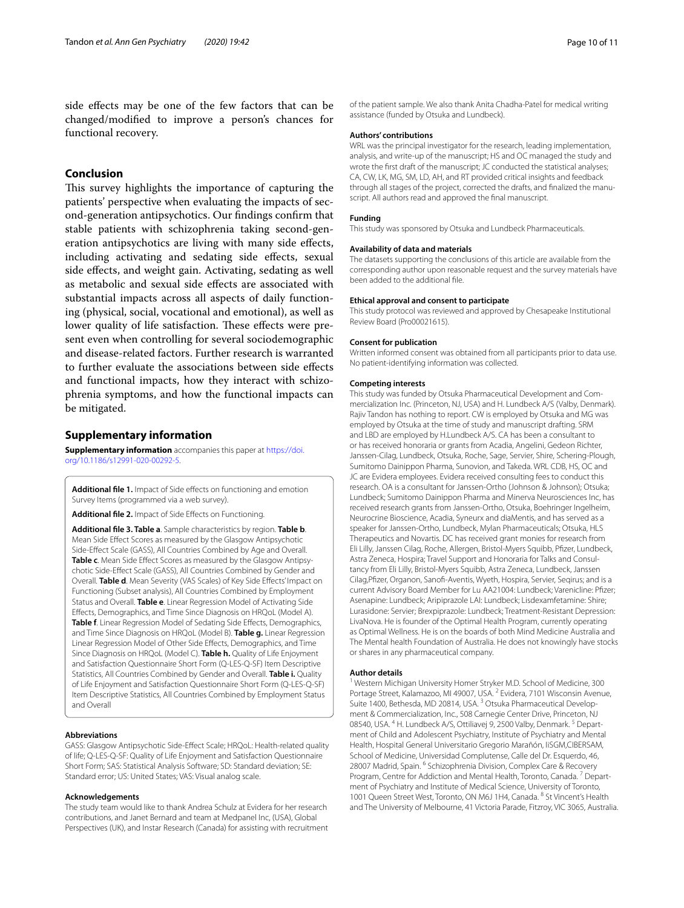side effects may be one of the few factors that can be changed/modified to improve a person's chances for functional recovery.

## Conclusion

This survey highlights the importance of capturing the patients' perspective when evaluating the impacts of second-generation antipsychotics. Our findings confirm that stable patients with schizophrenia taking second-generation antipsychotics are living with many side effects, including activating and sedating side effects, sexual side effects, and weight gain. Activating, sedating as well as metabolic and sexual side effects are associated with substantial impacts across all aspects of daily functioning (physical, social, vocational and emotional), as well as lower quality of life satisfaction. These effects were present even when controlling for several sociodemographic and disease-related factors. Further research is warranted to further evaluate the associations between side effects and functional impacts, how they interact with schizophrenia symptoms, and how the functional impacts can be mitigated.

## Supplementary information

**Supplementary information** accompanies this paper at https://doi.org/10.1186/s12991-020-00292-5.

**Additional file 1.** Impact of Side effects on functioning and emotion Survey Items (programmed via a web survey).

**Additional file 2.** Impact of Side Effects on Functioning.

**Additional file 3. Table a**. Sample characteristics by region. **Table b**. Mean Side Effect Scores as measured by the Glasgow Antipsychotic Side-Effect Scale (GASS), All Countries Combined by Age and Overall. **Table c**. Mean Side Effect Scores as measured by the Glasgow Antipsychotic Side-Effect Scale (GASS), All Countries Combined by Gender and Overall. **Table d**. Mean Severity (VAS Scales) of Key Side Effects' Impact on Functioning (Subset analysis), All Countries Combined by Employment Status and Overall. **Table e**. Linear Regression Model of Activating Side Effects, Demographics, and Time Since Diagnosis on HRQoL (Model A). **Table f**. Linear Regression Model of Sedating Side Effects, Demographics, and Time Since Diagnosis on HRQoL (Model B). **Table g.** Linear Regression Linear Regression Model of Other Side Effects, Demographics, and Time Since Diagnosis on HRQoL (Model C). **Table h.** Quality of Life Enjoyment and Satisfaction Questionnaire Short Form (Q-LES-Q-SF) Item Descriptive Statistics, All Countries Combined by Gender and Overall. **Table i.** Quality of Life Enjoyment and Satisfaction Questionnaire Short Form (Q-LES-Q-SF) Item Descriptive Statistics, All Countries Combined by Employment Status and Overall

### Abbreviations

GASS: Glasgow Antipsychotic Side-Effect Scale; HRQoL: Health-related quality of life; Q-LES-Q-SF: Quality of Life Enjoyment and Satisfaction Questionnaire Short Form; SAS: Statistical Analysis Software; SD: Standard deviation; SE: Standard error; US: United States; VAS: Visual analog scale.

### Acknowledgements

The study team would like to thank Andrea Schulz at Evidera for her research contributions, and Janet Bernard and team at Medpanel Inc, (USA), Global Perspectives (UK), and Instar Research (Canada) for assisting with recruitment of the patient sample. We also thank Anita Chadha-Patel for medical writing assistance (funded by Otsuka and Lundbeck).

### Authors' contributions

WRL was the principal investigator for the research, leading implementation, analysis, and write-up of the manuscript; HS and OC managed the study and wrote the first draft of the manuscript; JC conducted the statistical analyses; CA, CW, LK, MG, SM, LD, AH, and RT provided critical insights and feedback through all stages of the project, corrected the drafts, and finalized the manuscript. All authors read and approved the final manuscript.

### Funding

This study was sponsored by Otsuka and Lundbeck Pharmaceuticals.

### Availability of data and materials

The datasets supporting the conclusions of this article are available from the corresponding author upon reasonable request and the survey materials have been added to the additional file.

### Ethical approval and consent to participate

This study protocol was reviewed and approved by Chesapeake Institutional Review Board (Pro00021615).

### Consent for publication

Written informed consent was obtained from all participants prior to data use. No patient-identifying information was collected.

### Competing interests

This study was funded by Otsuka Pharmaceutical Development and Commercialization Inc. (Princeton, NJ, USA) and H. Lundbeck A/S (Valby, Denmark). Rajiv Tandon has nothing to report. CW is employed by Otsuka and MG was employed by Otsuka at the time of study and manuscript drafting. SRM and LBD are employed by H.Lundbeck A/S. CA has been a consultant to or has received honoraria or grants from Acadia, Angelini, Gedeon Richter, Janssen-Cilag, Lundbeck, Otsuka, Roche, Sage, Servier, Shire, Schering-Plough, Sumitomo Dainippon Pharma, Sunovion, and Takeda. WRL CDB, HS, OC and JC are Evidera employees. Evidera received consulting fees to conduct this research. OA is a consultant for Janssen-Ortho (Johnson & Johnson); Otsuka; Lundbeck; Sumitomo Dainippon Pharma and Minerva Neurosciences Inc, has received research grants from Janssen-Ortho, Otsuka, Boehringer Ingelheim, Neurocrine Bioscience, Acadia, Syneurx and diaMentis, and has served as a speaker for Janssen-Ortho, Lundbeck, Mylan Pharmaceuticals; Otsuka, HLS Therapeutics and Novartis. DC has received grant monies for research from Eli Lilly, Janssen Cilag, Roche, Allergen, Bristol-Myers Squibb, Pfizer, Lundbeck, Astra Zeneca, Hospira; Travel Support and Honoraria for Talks and Consultancy from Eli Lilly, Bristol-Myers Squibb, Astra Zeneca, Lundbeck, Janssen Cilag,Pfizer, Organon, Sanofi-Aventis, Wyeth, Hospira, Servier, Seqirus; and is a current Advisory Board Member for Lu AA21004: Lundbeck; Varenicline: Pfizer; Asenapine: Lundbeck; Aripiprazole LAI: Lundbeck; Lisdexamfetamine: Shire; Lurasidone: Servier; Brexpiprazole: Lundbeck; Treatment-Resistant Depression: LivaNova. He is founder of the Optimal Health Program, currently operating as Optimal Wellness. He is on the boards of both Mind Medicine Australia and The Mental health Foundation of Australia. He does not knowingly have stocks or shares in any pharmaceutical company.

### Author details

[1] Western Michigan University Homer Stryker M.D. School of Medicine, 300 Portage Street, Kalamazoo, MI 49007, USA. [2] Evidera, 7101 Wisconsin Avenue, Suite 1400, Bethesda, MD 20814, USA. [3] Otsuka Pharmaceutical Development & Commercialization, Inc., 508 Carnegie Center Drive, Princeton, NJ 08540, USA. [4] H. Lundbeck A/S, Ottiliavej 9, 2500 Valby, Denmark. [5] Department of Child and Adolescent Psychiatry, Institute of Psychiatry and Mental Health, Hospital General Universitario Gregorio Marañón, IiSGM,CIBERSAM, School of Medicine, Universidad Complutense, Calle del Dr. Esquerdo, 46, 28007 Madrid, Spain. [6] Schizophrenia Division, Complex Care & Recovery Program, Centre for Addiction and Mental Health, Toronto, Canada. [7] Department of Psychiatry and Institute of Medical Science, University of Toronto, 1001 Queen Street West, Toronto, ON M6J 1H4, Canada. [8] St Vincent's Health and The University of Melbourne, 41 Victoria Parade, Fitzroy, VIC 3065, Australia.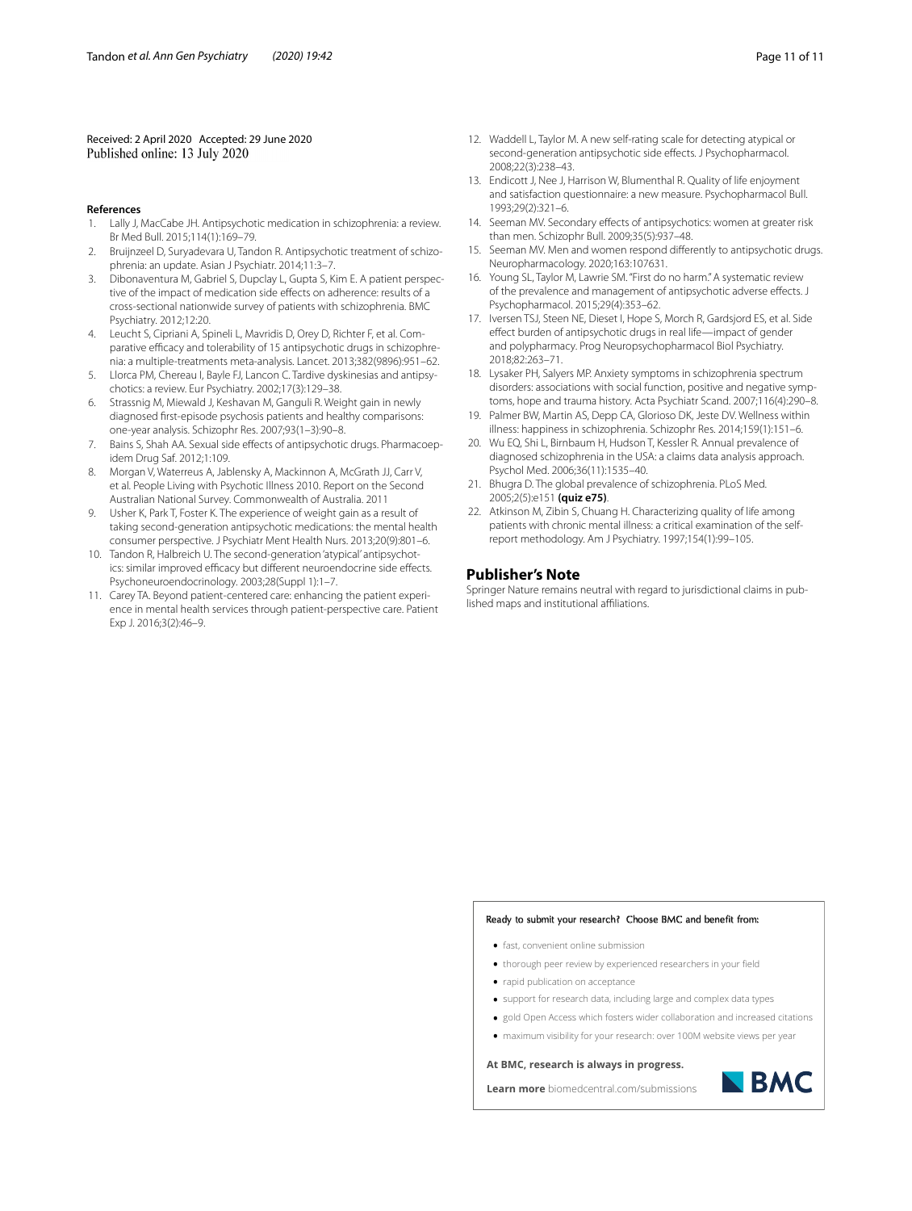Received: 2 April 2020 Accepted: 29 June 2020
Published online: 13 July 2020

### References

1. Lally J, MacCabe JH. Antipsychotic medication in schizophrenia: a review. Br Med Bull. 2015;114(1):169–79.
2. Bruijnzeel D, Suryadevara U, Tandon R. Antipsychotic treatment of schizophrenia: an update. Asian J Psychiatr. 2014;11:3–7.
3. Dibonaventura M, Gabriel S, Dupclay L, Gupta S, Kim E. A patient perspective of the impact of medication side effects on adherence: results of a cross-sectional nationwide survey of patients with schizophrenia. BMC Psychiatry. 2012;12:20.
4. Leucht S, Cipriani A, Spineli L, Mavridis D, Orey D, Richter F, et al. Comparative efficacy and tolerability of 15 antipsychotic drugs in schizophrenia: a multiple-treatments meta-analysis. Lancet. 2013;382(9896):951–62.
5. Llorca PM, Chereau I, Bayle FJ, Lancon C. Tardive dyskinesias and antipsychotics: a review. Eur Psychiatry. 2002;17(3):129–38.
6. Strassnig M, Miewald J, Keshavan M, Ganguli R. Weight gain in newly diagnosed first-episode psychosis patients and healthy comparisons: one-year analysis. Schizophr Res. 2007;93(1–3):90–8.
7. Bains S, Shah AA. Sexual side effects of antipsychotic drugs. Pharmacoepidem Drug Saf. 2012;1:109.
8. Morgan V, Waterreus A, Jablensky A, Mackinnon A, McGrath JJ, Carr V, et al. People Living with Psychotic Illness 2010. Report on the Second Australian National Survey. Commonwealth of Australia. 2011
9. Usher K, Park T, Foster K. The experience of weight gain as a result of taking second-generation antipsychotic medications: the mental health consumer perspective. J Psychiatr Ment Health Nurs. 2013;20(9):801–6.
10. Tandon R, Halbreich U. The second-generation 'atypical' antipsychotics: similar improved efficacy but different neuroendocrine side effects. Psychoneuroendocrinology. 2003;28(Suppl 1):1–7.
11. Carey TA. Beyond patient-centered care: enhancing the patient experience in mental health services through patient-perspective care. Patient Exp J. 2016;3(2):46–9.
12. Waddell L, Taylor M. A new self-rating scale for detecting atypical or second-generation antipsychotic side effects. J Psychopharmacol. 2008;22(3):238–43.
13. Endicott J, Nee J, Harrison W, Blumenthal R. Quality of life enjoyment and satisfaction questionnaire: a new measure. Psychopharmacol Bull. 1993;29(2):321–6.
14. Seeman MV. Secondary effects of antipsychotics: women at greater risk than men. Schizophr Bull. 2009;35(5):937–48.
15. Seeman MV. Men and women respond differently to antipsychotic drugs. Neuropharmacology. 2020;163:107631.
16. Young SL, Taylor M, Lawrie SM. "First do no harm." A systematic review of the prevalence and management of antipsychotic adverse effects. J Psychopharmacol. 2015;29(4):353–62.
17. Iversen TSJ, Steen NE, Dieset I, Hope S, Morch R, Gardsjord ES, et al. Side effect burden of antipsychotic drugs in real life—impact of gender and polypharmacy. Prog Neuropsychopharmacol Biol Psychiatry. 2018;82:263–71.
18. Lysaker PH, Salyers MP. Anxiety symptoms in schizophrenia spectrum disorders: associations with social function, positive and negative symptoms, hope and trauma history. Acta Psychiatr Scand. 2007;116(4):290–8.
19. Palmer BW, Martin AS, Depp CA, Glorioso DK, Jeste DV. Wellness within illness: happiness in schizophrenia. Schizophr Res. 2014;159(1):151–6.
20. Wu EQ, Shi L, Birnbaum H, Hudson T, Kessler R. Annual prevalence of diagnosed schizophrenia in the USA: a claims data analysis approach. Psychol Med. 2006;36(11):1535–40.
21. Bhugra D. The global prevalence of schizophrenia. PLoS Med. 2005;2(5):e151 **(quiz e75)**.
22. Atkinson M, Zibin S, Chuang H. Characterizing quality of life among patients with chronic mental illness: a critical examination of the self-report methodology. Am J Psychiatry. 1997;154(1):99–105.

## Publisher's Note

Springer Nature remains neutral with regard to jurisdictional claims in published maps and institutional affiliations.

Ready to submit your research? Choose BMC and benefit from:

- fast, convenient online submission
- thorough peer review by experienced researchers in your field
- rapid publication on acceptance
- support for research data, including large and complex data types
- gold Open Access which fosters wider collaboration and increased citations
- maximum visibility for your research: over 100M website views per year

**At BMC, research is always in progress.**

**Learn more** biomedcentral.com/submissions

BMC